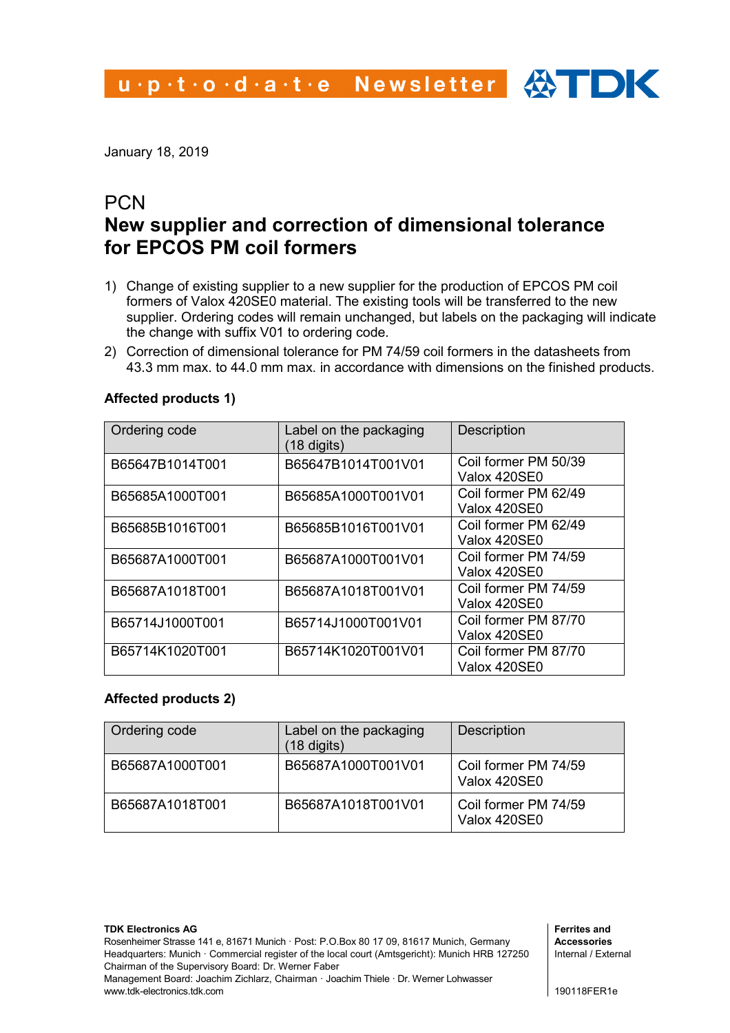u·p·t·o·d·a·t·e Newsletter

January 18, 2019

# PCN

## New supplier and correction of dimensional tolerance for EPCOS PM coil formers

1) Change of existing supplier to a new supplier for the production of EPCOS PM coil formers of Valox 420SE0 material. The existing tools will be transferred to the new supplier. Ordering codes will remain unchanged, but labels on the packaging will indicate the change with suffix V01 to ordering code.
2) Correction of dimensional tolerance for PM 74/59 coil formers in the datasheets from 43.3 mm max. to 44.0 mm max. in accordance with dimensions on the finished products.

**Affected products 1)**

| Ordering code | Label on the packaging (18 digits) | Description |
|---|---|---|
| B65647B1014T001 | B65647B1014T001V01 | Coil former PM 50/39 Valox 420SE0 |
| B65685A1000T001 | B65685A1000T001V01 | Coil former PM 62/49 Valox 420SE0 |
| B65685B1016T001 | B65685B1016T001V01 | Coil former PM 62/49 Valox 420SE0 |
| B65687A1000T001 | B65687A1000T001V01 | Coil former PM 74/59 Valox 420SE0 |
| B65687A1018T001 | B65687A1018T001V01 | Coil former PM 74/59 Valox 420SE0 |
| B65714J1000T001 | B65714J1000T001V01 | Coil former PM 87/70 Valox 420SE0 |
| B65714K1020T001 | B65714K1020T001V01 | Coil former PM 87/70 Valox 420SE0 |

**Affected products 2)**

| Ordering code | Label on the packaging (18 digits) | Description |
|---|---|---|
| B65687A1000T001 | B65687A1000T001V01 | Coil former PM 74/59 Valox 420SE0 |
| B65687A1018T001 | B65687A1018T001V01 | Coil former PM 74/59 Valox 420SE0 |

**TDK Electronics AG**
Rosenheimer Strasse 141 e, 81671 Munich · Post: P.O.Box 80 17 09, 81617 Munich, Germany
Headquarters: Munich · Commercial register of the local court (Amtsgericht): Munich HRB 127250
Chairman of the Supervisory Board: Dr. Werner Faber
Management Board: Joachim Zichlarz, Chairman · Joachim Thiele · Dr. Werner Lohwasser
www.tdk-electronics.tdk.com

**Ferrites and Accessories**
Internal / External

190118FER1e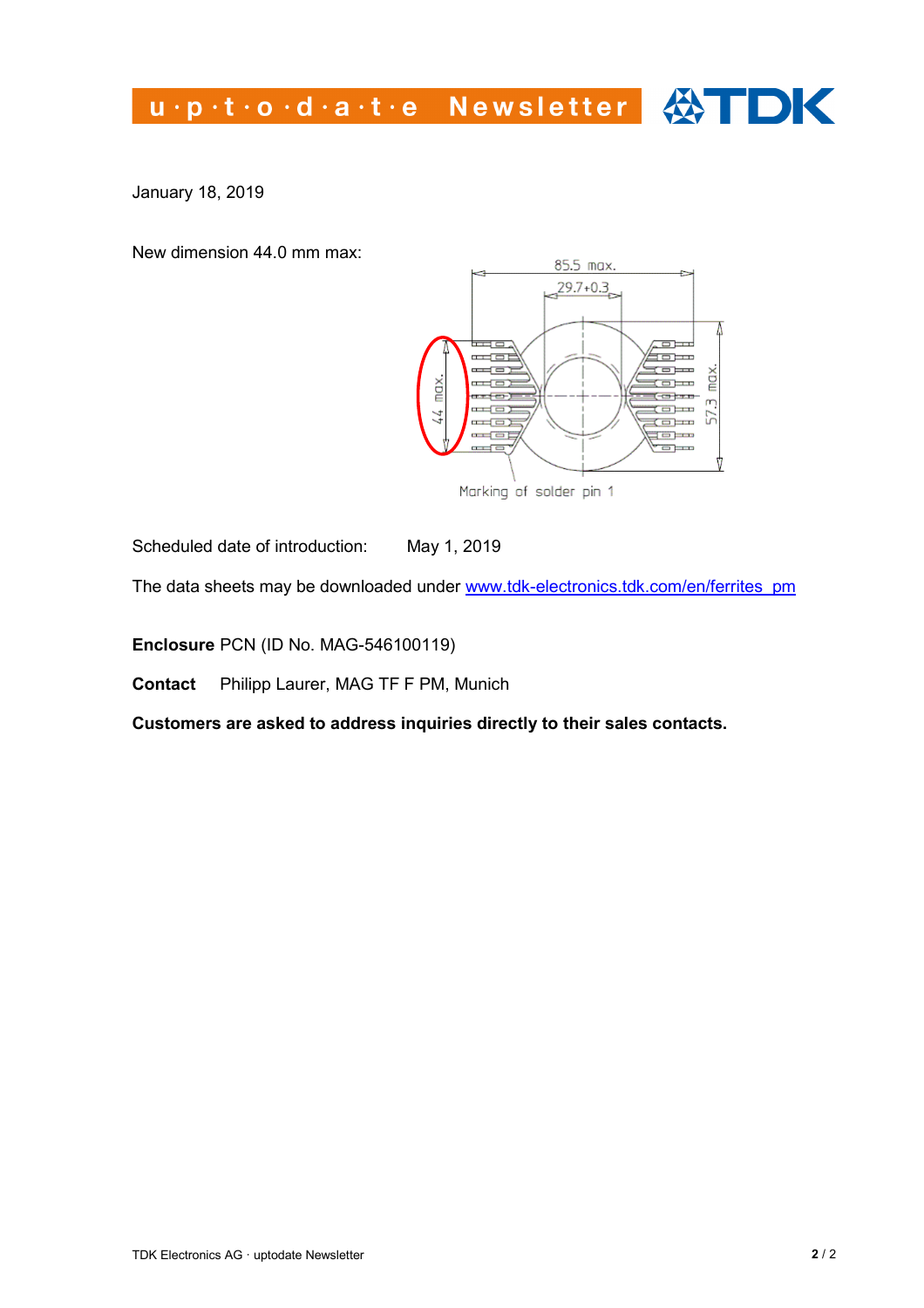January 18, 2019

New dimension 44.0 mm max:

85.5 max.

29.7+0.3

44 max.

57.3 max.

Marking of solder pin 1

Scheduled date of introduction: May 1, 2019

The data sheets may be downloaded under [www.tdk-electronics.tdk.com/en/ferrites_pm](www.tdk-electronics.tdk.com/en/ferrites_pm)

**Enclosure** PCN (ID No. MAG-546100119)

**Contact** Philipp Laurer, MAG TF F PM, Munich

**Customers are asked to address inquiries directly to their sales contacts.**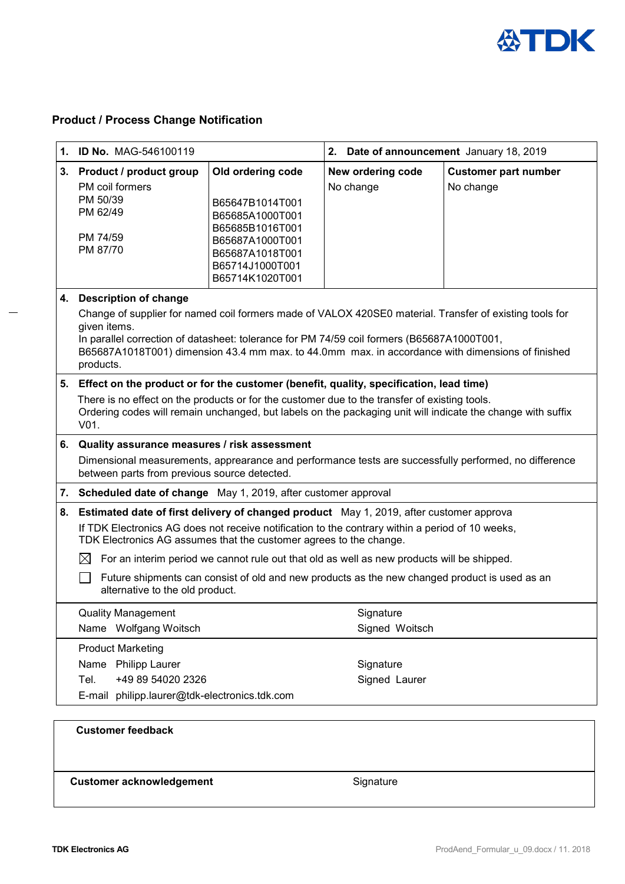TDK

## Product / Process Change Notification

| | | | |
|---|---|---|---|
| **1. ID No.** MAG-546100119 | | **2. Date of announcement** January 18, 2019 | |
| **3. Product / product group** | **Old ordering code** | **New ordering code** | **Customer part number** |
| PM coil formers<br>PM 50/39<br>PM 62/49<br><br>PM 74/59<br>PM 87/70 | <br>B65647B1014T001<br>B65685A1000T001<br>B65685B1016T001<br>B65687A1000T001<br>B65687A1018T001<br>B65714J1000T001<br>B65714K1020T001 | No change | No change |

**4. Description of change**

Change of supplier for named coil formers made of VALOX 420SE0 material. Transfer of existing tools for given items.
In parallel correction of datasheet: tolerance for PM 74/59 coil formers (B65687A1000T001, B65687A1018T001) dimension 43.4 mm max. to 44.0mm max. in accordance with dimensions of finished products.

**5. Effect on the product or for the customer (benefit, quality, specification, lead time)**

There is no effect on the products or for the customer due to the transfer of existing tools.
Ordering codes will remain unchanged, but labels on the packaging unit will indicate the change with suffix V01.

**6. Quality assurance measures / risk assessment**

Dimensional measurements, appearance and performance tests are successfully performed, no difference between parts from previous source detected.

**7. Scheduled date of change** May 1, 2019, after customer approval

**8. Estimated date of first delivery of changed product** May 1, 2019, after customer approva

If TDK Electronics AG does not receive notification to the contrary within a period of 10 weeks, TDK Electronics AG assumes that the customer agrees to the change.

☒ For an interim period we cannot rule out that old as well as new products will be shipped.

☐ Future shipments can consist of old and new products as the new changed product is used as an alternative to the old product.

| | |
|---|---|
| Quality Management<br>Name Wolfgang Woitsch | Signature<br>Signed Woitsch |
| Product Marketing<br>Name Philipp Laurer<br>Tel. +49 89 54020 2326<br>E-mail philipp.laurer@tdk-electronics.tdk.com | Signature<br>Signed Laurer |

| | |
|---|---|
| **Customer feedback** | |
| **Customer acknowledgement** | Signature |

**TDK Electronics AG**

ProdAend_Formular_u_09.docx / 11. 2018